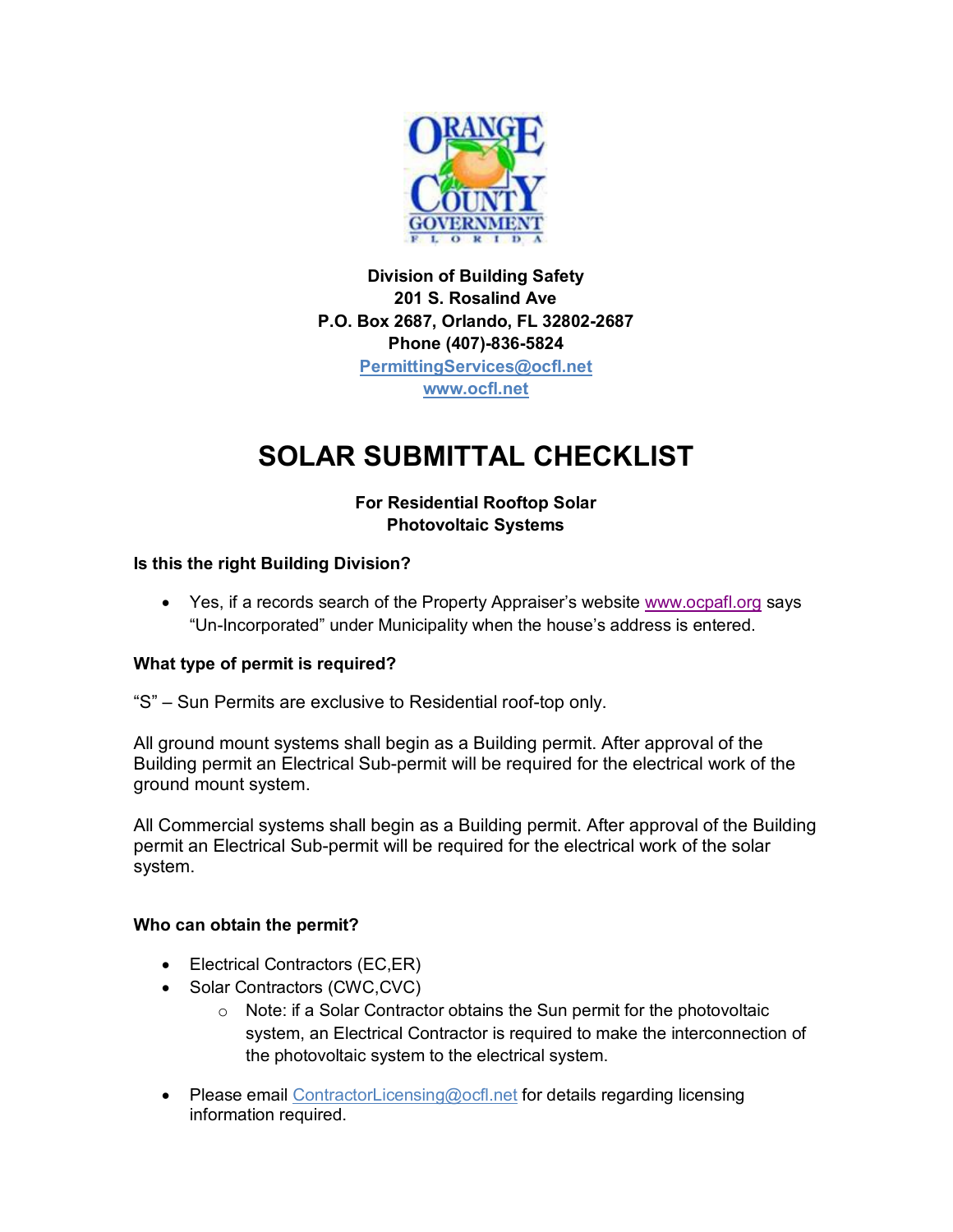**Division of Building Safety**
**201 S. Rosalind Ave**
**P.O. Box 2687, Orlando, FL 32802-2687**
**Phone (407)-836-5824**
**PermittingServices@ocfl.net**
**www.ocfl.net**

# SOLAR SUBMITTAL CHECKLIST

**For Residential Rooftop Solar Photovoltaic Systems**

### Is this the right Building Division?

- Yes, if a records search of the Property Appraiser's website www.ocpafl.org says "Un-Incorporated" under Municipality when the house's address is entered.

### What type of permit is required?

"S" – Sun Permits are exclusive to Residential roof-top only.

All ground mount systems shall begin as a Building permit. After approval of the Building permit an Electrical Sub-permit will be required for the electrical work of the ground mount system.

All Commercial systems shall begin as a Building permit. After approval of the Building permit an Electrical Sub-permit will be required for the electrical work of the solar system.

### Who can obtain the permit?

- Electrical Contractors (EC,ER)
- Solar Contractors (CWC,CVC)
  - Note: if a Solar Contractor obtains the Sun permit for the photovoltaic system, an Electrical Contractor is required to make the interconnection of the photovoltaic system to the electrical system.
- Please email ContractorLicensing@ocfl.net for details regarding licensing information required.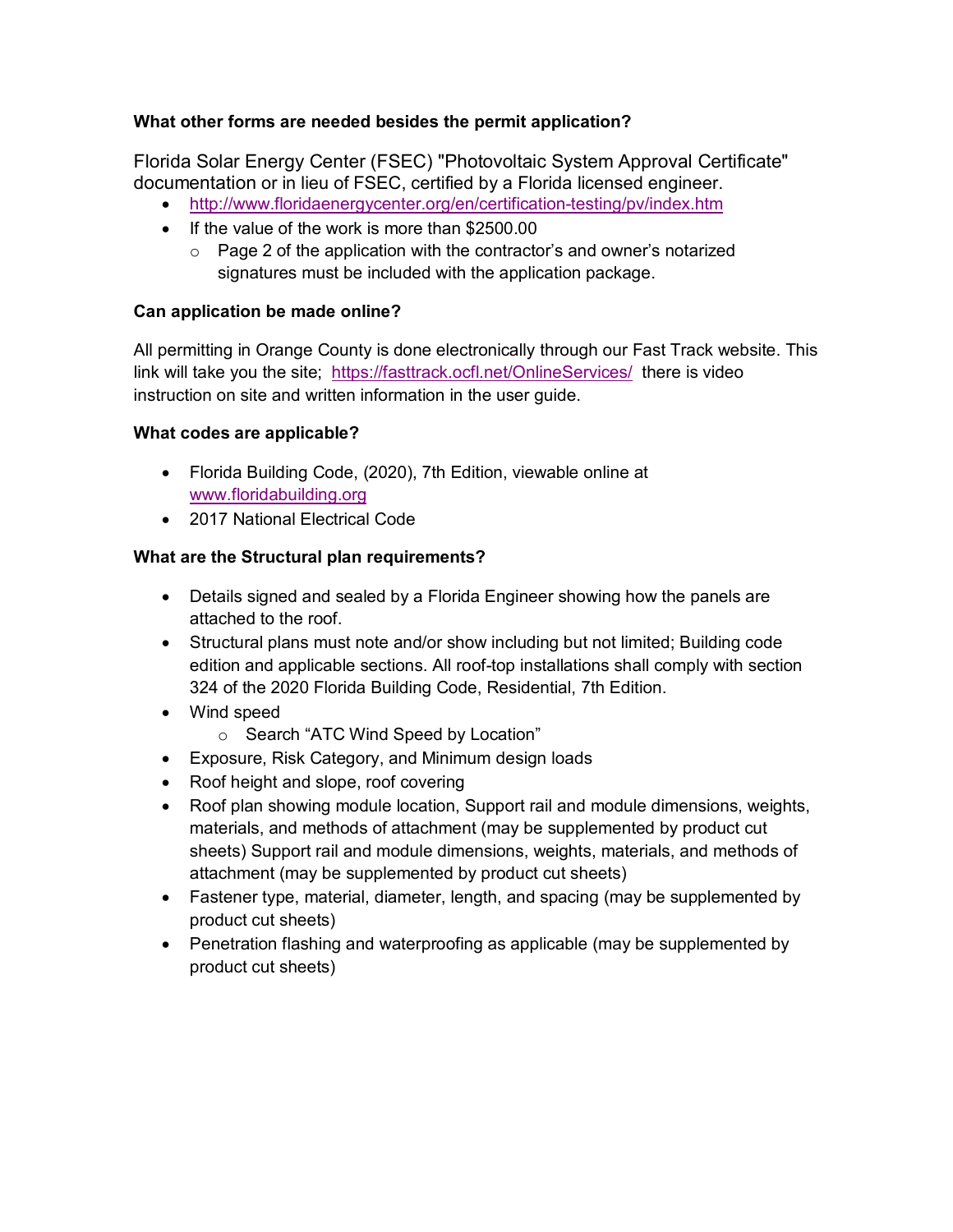**What other forms are needed besides the permit application?**

Florida Solar Energy Center (FSEC) "Photovoltaic System Approval Certificate" documentation or in lieu of FSEC, certified by a Florida licensed engineer.

- http://www.floridaenergycenter.org/en/certification-testing/pv/index.htm
- If the value of the work is more than $2500.00
  - Page 2 of the application with the contractor's and owner's notarized signatures must be included with the application package.

**Can application be made online?**

All permitting in Orange County is done electronically through our Fast Track website. This link will take you the site; https://fasttrack.ocfl.net/OnlineServices/ there is video instruction on site and written information in the user guide.

**What codes are applicable?**

- Florida Building Code, (2020), 7th Edition, viewable online at www.floridabuilding.org
- 2017 National Electrical Code

**What are the Structural plan requirements?**

- Details signed and sealed by a Florida Engineer showing how the panels are attached to the roof.
- Structural plans must note and/or show including but not limited; Building code edition and applicable sections. All roof-top installations shall comply with section 324 of the 2020 Florida Building Code, Residential, 7th Edition.
- Wind speed
  - Search "ATC Wind Speed by Location"
- Exposure, Risk Category, and Minimum design loads
- Roof height and slope, roof covering
- Roof plan showing module location, Support rail and module dimensions, weights, materials, and methods of attachment (may be supplemented by product cut sheets) Support rail and module dimensions, weights, materials, and methods of attachment (may be supplemented by product cut sheets)
- Fastener type, material, diameter, length, and spacing (may be supplemented by product cut sheets)
- Penetration flashing and waterproofing as applicable (may be supplemented by product cut sheets)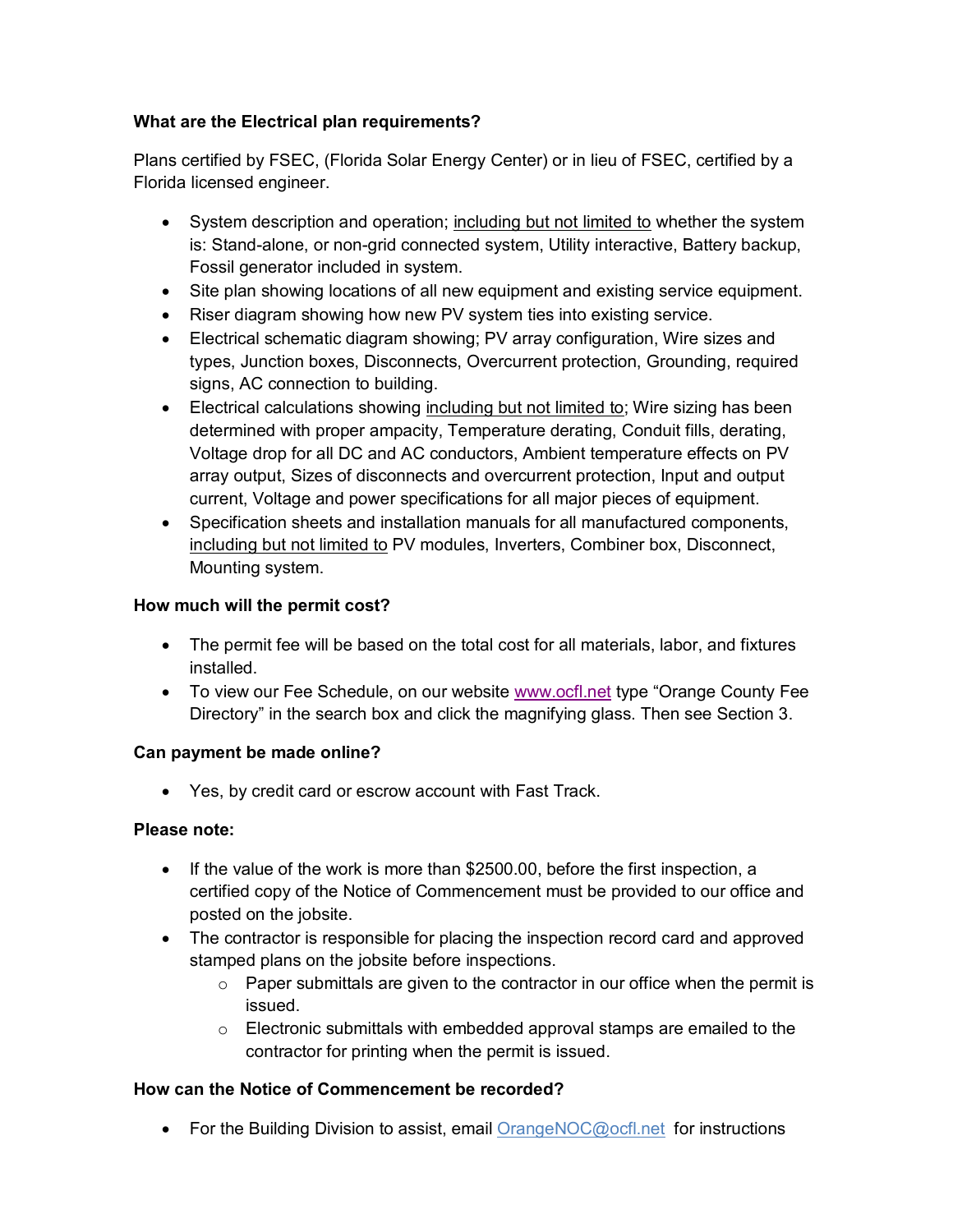**What are the Electrical plan requirements?**

Plans certified by FSEC, (Florida Solar Energy Center) or in lieu of FSEC, certified by a Florida licensed engineer.

- System description and operation; <u>including but not limited to</u> whether the system is: Stand-alone, or non-grid connected system, Utility interactive, Battery backup, Fossil generator included in system.
- Site plan showing locations of all new equipment and existing service equipment.
- Riser diagram showing how new PV system ties into existing service.
- Electrical schematic diagram showing; PV array configuration, Wire sizes and types, Junction boxes, Disconnects, Overcurrent protection, Grounding, required signs, AC connection to building.
- Electrical calculations showing <u>including but not limited to</u>; Wire sizing has been determined with proper ampacity, Temperature derating, Conduit fills, derating, Voltage drop for all DC and AC conductors, Ambient temperature effects on PV array output, Sizes of disconnects and overcurrent protection, Input and output current, Voltage and power specifications for all major pieces of equipment.
- Specification sheets and installation manuals for all manufactured components, <u>including but not limited to</u> PV modules, Inverters, Combiner box, Disconnect, Mounting system.

**How much will the permit cost?**

- The permit fee will be based on the total cost for all materials, labor, and fixtures installed.
- To view our Fee Schedule, on our website www.ocfl.net type "Orange County Fee Directory" in the search box and click the magnifying glass. Then see Section 3.

**Can payment be made online?**

- Yes, by credit card or escrow account with Fast Track.

**Please note:**

- If the value of the work is more than $2500.00, before the first inspection, a certified copy of the Notice of Commencement must be provided to our office and posted on the jobsite.
- The contractor is responsible for placing the inspection record card and approved stamped plans on the jobsite before inspections.
  - Paper submittals are given to the contractor in our office when the permit is issued.
  - Electronic submittals with embedded approval stamps are emailed to the contractor for printing when the permit is issued.

**How can the Notice of Commencement be recorded?**

- For the Building Division to assist, email OrangeNOC@ocfl.net for instructions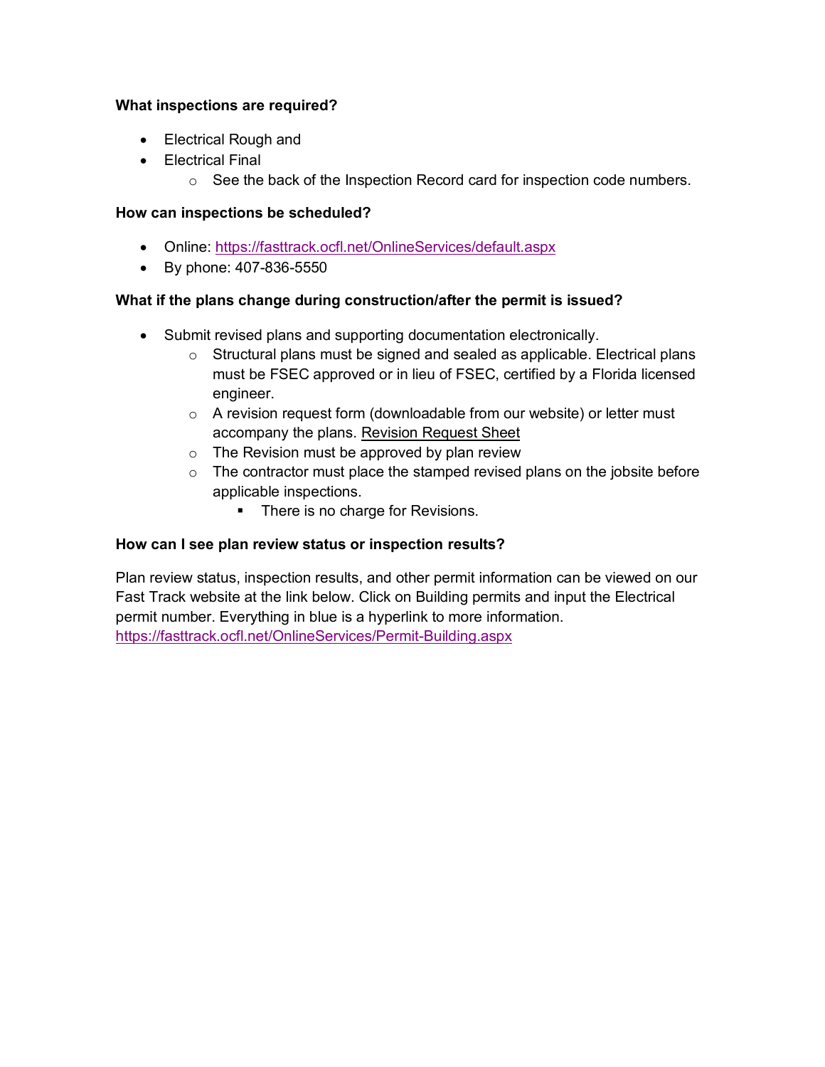**What inspections are required?**

- Electrical Rough and
- Electrical Final
    - See the back of the Inspection Record card for inspection code numbers.

**How can inspections be scheduled?**

- Online: https://fasttrack.ocfl.net/OnlineServices/default.aspx
- By phone: 407-836-5550

**What if the plans change during construction/after the permit is issued?**

- Submit revised plans and supporting documentation electronically.
    - Structural plans must be signed and sealed as applicable. Electrical plans must be FSEC approved or in lieu of FSEC, certified by a Florida licensed engineer.
    - A revision request form (downloadable from our website) or letter must accompany the plans. Revision Request Sheet
    - The Revision must be approved by plan review
    - The contractor must place the stamped revised plans on the jobsite before applicable inspections.
        - There is no charge for Revisions.

**How can I see plan review status or inspection results?**

Plan review status, inspection results, and other permit information can be viewed on our Fast Track website at the link below. Click on Building permits and input the Electrical permit number. Everything in blue is a hyperlink to more information.
https://fasttrack.ocfl.net/OnlineServices/Permit-Building.aspx